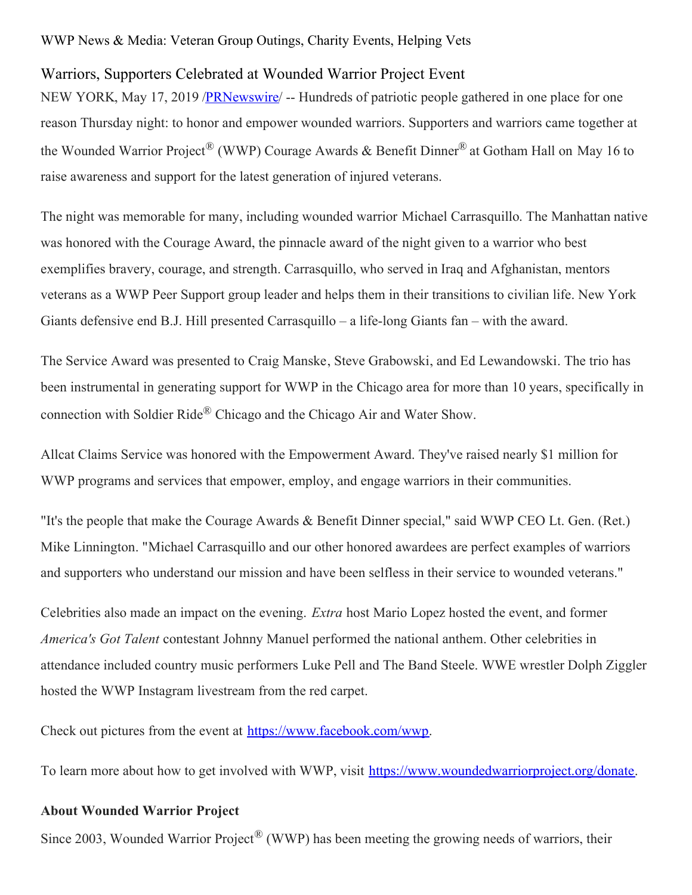WWP News & Media: Veteran Group Outings, Charity Events, Helping Vets

## Warriors, Supporters Celebrated at Wounded Warrior Project Event

NEW YORK, May 17, 2019 /[PRNewswire](http://www.prnewswire.com/)/ -- Hundreds of patriotic people gathered in one place for one reason Thursday night: to honor and empower wounded warriors. Supporters and warriors came together at the Wounded Warrior Project® (WWP) Courage Awards & Benefit Dinner® at Gotham Hall on May 16 to raise awareness and support for the latest generation of injured veterans.

The night was memorable for many, including wounded warrior Michael Carrasquillo. The Manhattan native was honored with the Courage Award, the pinnacle award of the night given to a warrior who best exemplifies bravery, courage, and strength. Carrasquillo, who served in Iraq and Afghanistan, mentors veterans as a WWP Peer Support group leader and helps them in their transitions to civilian life. New York Giants defensive end B.J. Hill presented Carrasquillo – a life-long Giants fan – with the award.

The Service Award was presented to Craig Manske, Steve Grabowski, and Ed Lewandowski. The trio has been instrumental in generating support for WWP in the Chicago area for more than 10 years, specifically in connection with Soldier Ride® Chicago and the Chicago Air and Water Show.

Allcat Claims Service was honored with the Empowerment Award. They've raised nearly $1 million for WWP programs and services that empower, employ, and engage warriors in their communities.

"It's the people that make the Courage Awards & Benefit Dinner special," said WWP CEO Lt. Gen. (Ret.) Mike Linnington. "Michael Carrasquillo and our other honored awardees are perfect examples of warriors and supporters who understand our mission and have been selfless in their service to wounded veterans."

Celebrities also made an impact on the evening. *Extra* host Mario Lopez hosted the event, and former *America's Got Talent* contestant Johnny Manuel performed the national anthem. Other celebrities in attendance included country music performers Luke Pell and The Band Steele. WWE wrestler Dolph Ziggler hosted the WWP Instagram livestream from the red carpet.

Check out pictures from the event at [https://www.facebook.com/wwp](https://www.facebook.com/wwp).

To learn more about how to get involved with WWP, visit [https://www.woundedwarriorproject.org/donate](https://www.woundedwarriorproject.org/donate).

**About Wounded Warrior Project**

Since 2003, Wounded Warrior Project® (WWP) has been meeting the growing needs of warriors, their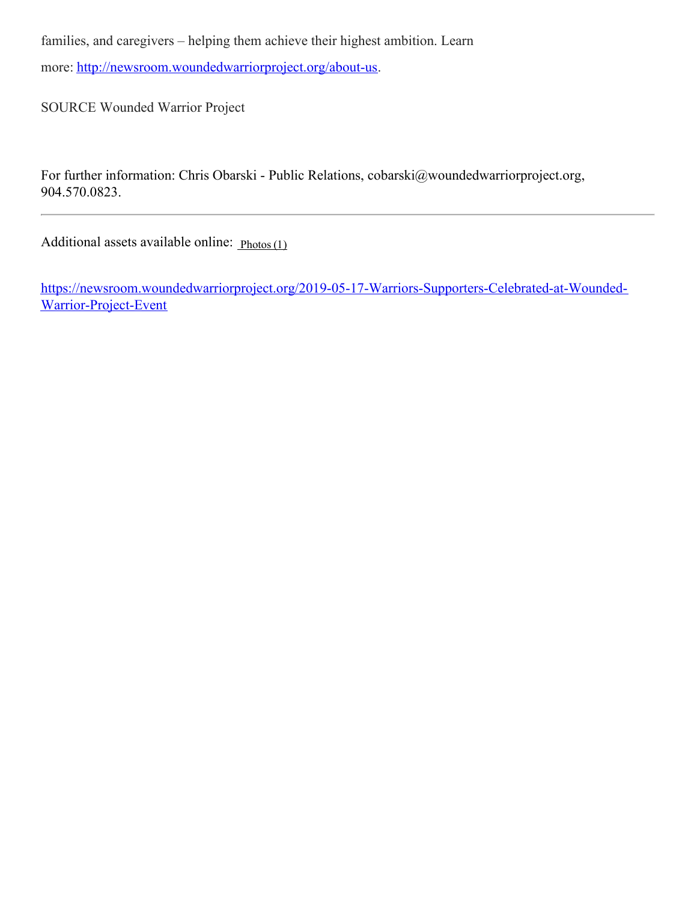families, and caregivers – helping them achieve their highest ambition. Learn more: [http://newsroom.woundedwarriorproject.org/about-us](http://newsroom.woundedwarriorproject.org/about-us).

SOURCE Wounded Warrior Project

For further information: Chris Obarski - Public Relations, cobarski@woundedwarriorproject.org, 904.570.0823.

---

Additional assets available online: Photos (1)

[https://newsroom.woundedwarriorproject.org/2019-05-17-Warriors-Supporters-Celebrated-at-Wounded-Warrior-Project-Event](https://newsroom.woundedwarriorproject.org/2019-05-17-Warriors-Supporters-Celebrated-at-Wounded-Warrior-Project-Event)